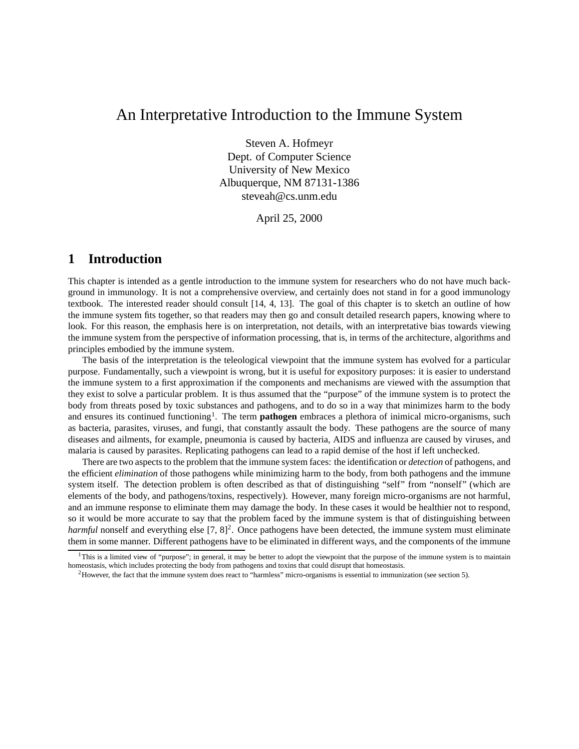# An Interpretative Introduction to the Immune System

Steven A. Hofmeyr
Dept. of Computer Science
University of New Mexico
Albuquerque, NM 87131-1386
steveah@cs.unm.edu

April 25, 2000

## 1 Introduction

This chapter is intended as a gentle introduction to the immune system for researchers who do not have much background in immunology. It is not a comprehensive overview, and certainly does not stand in for a good immunology textbook. The interested reader should consult [14, 4, 13]. The goal of this chapter is to sketch an outline of how the immune system fits together, so that readers may then go and consult detailed research papers, knowing where to look. For this reason, the emphasis here is on interpretation, not details, with an interpretative bias towards viewing the immune system from the perspective of information processing, that is, in terms of the architecture, algorithms and principles embodied by the immune system.

The basis of the interpretation is the teleological viewpoint that the immune system has evolved for a particular purpose. Fundamentally, such a viewpoint is wrong, but it is useful for expository purposes: it is easier to understand the immune system to a first approximation if the components and mechanisms are viewed with the assumption that they exist to solve a particular problem. It is thus assumed that the "purpose" of the immune system is to protect the body from threats posed by toxic substances and pathogens, and to do so in a way that minimizes harm to the body and ensures its continued functioning[1]. The term **pathogen** embraces a plethora of inimical micro-organisms, such as bacteria, parasites, viruses, and fungi, that constantly assault the body. These pathogens are the source of many diseases and ailments, for example, pneumonia is caused by bacteria, AIDS and influenza are caused by viruses, and malaria is caused by parasites. Replicating pathogens can lead to a rapid demise of the host if left unchecked.

There are two aspects to the problem that the immune system faces: the identification or *detection* of pathogens, and the efficient *elimination* of those pathogens while minimizing harm to the body, from both pathogens and the immune system itself. The detection problem is often described as that of distinguishing "self" from "nonself" (which are elements of the body, and pathogens/toxins, respectively). However, many foreign micro-organisms are not harmful, and an immune response to eliminate them may damage the body. In these cases it would be healthier not to respond, so it would be more accurate to say that the problem faced by the immune system is that of distinguishing between *harmful* nonself and everything else [7, 8][2]. Once pathogens have been detected, the immune system must eliminate them in some manner. Different pathogens have to be eliminated in different ways, and the components of the immune

[1] This is a limited view of "purpose"; in general, it may be better to adopt the viewpoint that the purpose of the immune system is to maintain homeostasis, which includes protecting the body from pathogens and toxins that could disrupt that homeostasis.

[2] However, the fact that the immune system does react to "harmless" micro-organisms is essential to immunization (see section 5).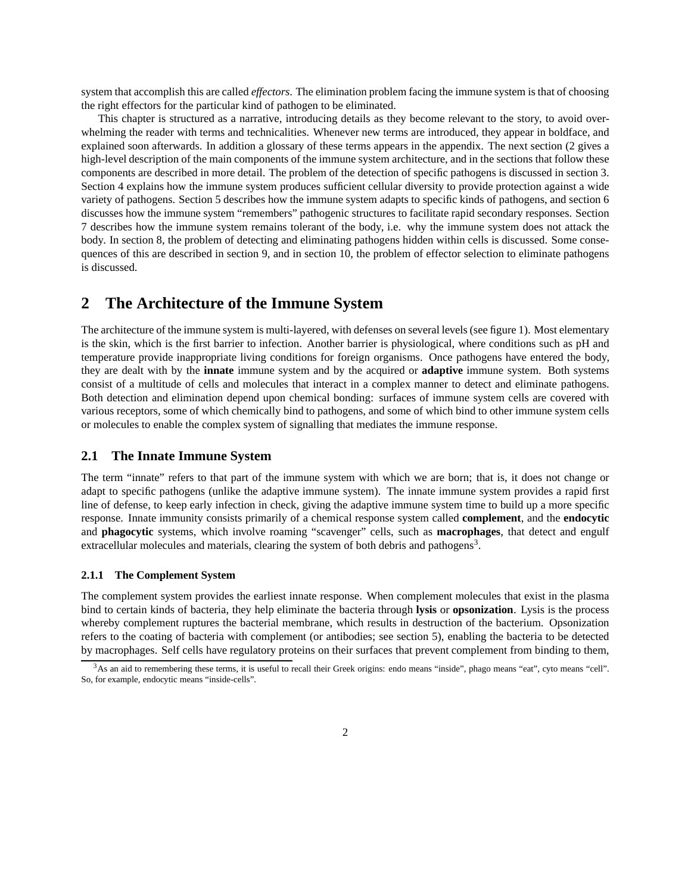system that accomplish this are called *effectors*. The elimination problem facing the immune system is that of choosing the right effectors for the particular kind of pathogen to be eliminated.

This chapter is structured as a narrative, introducing details as they become relevant to the story, to avoid overwhelming the reader with terms and technicalities. Whenever new terms are introduced, they appear in boldface, and explained soon afterwards. In addition a glossary of these terms appears in the appendix. The next section (2 gives a high-level description of the main components of the immune system architecture, and in the sections that follow these components are described in more detail. The problem of the detection of specific pathogens is discussed in section 3. Section 4 explains how the immune system produces sufficient cellular diversity to provide protection against a wide variety of pathogens. Section 5 describes how the immune system adapts to specific kinds of pathogens, and section 6 discusses how the immune system "remembers" pathogenic structures to facilitate rapid secondary responses. Section 7 describes how the immune system remains tolerant of the body, i.e. why the immune system does not attack the body. In section 8, the problem of detecting and eliminating pathogens hidden within cells is discussed. Some consequences of this are described in section 9, and in section 10, the problem of effector selection to eliminate pathogens is discussed.

## 2 The Architecture of the Immune System

The architecture of the immune system is multi-layered, with defenses on several levels (see figure 1). Most elementary is the skin, which is the first barrier to infection. Another barrier is physiological, where conditions such as pH and temperature provide inappropriate living conditions for foreign organisms. Once pathogens have entered the body, they are dealt with by the **innate** immune system and by the acquired or **adaptive** immune system. Both systems consist of a multitude of cells and molecules that interact in a complex manner to detect and eliminate pathogens. Both detection and elimination depend upon chemical bonding: surfaces of immune system cells are covered with various receptors, some of which chemically bind to pathogens, and some of which bind to other immune system cells or molecules to enable the complex system of signalling that mediates the immune response.

### 2.1 The Innate Immune System

The term "innate" refers to that part of the immune system with which we are born; that is, it does not change or adapt to specific pathogens (unlike the adaptive immune system). The innate immune system provides a rapid first line of defense, to keep early infection in check, giving the adaptive immune system time to build up a more specific response. Innate immunity consists primarily of a chemical response system called **complement**, and the **endocytic** and **phagocytic** systems, which involve roaming "scavenger" cells, such as **macrophages**, that detect and engulf extracellular molecules and materials, clearing the system of both debris and pathogens[3].

#### 2.1.1 The Complement System

The complement system provides the earliest innate response. When complement molecules that exist in the plasma bind to certain kinds of bacteria, they help eliminate the bacteria through **lysis** or **opsonization**. Lysis is the process whereby complement ruptures the bacterial membrane, which results in destruction of the bacterium. Opsonization refers to the coating of bacteria with complement (or antibodies; see section 5), enabling the bacteria to be detected by macrophages. Self cells have regulatory proteins on their surfaces that prevent complement from binding to them,

[3] As an aid to remembering these terms, it is useful to recall their Greek origins: endo means "inside", phago means "eat", cyto means "cell". So, for example, endocytic means "inside-cells".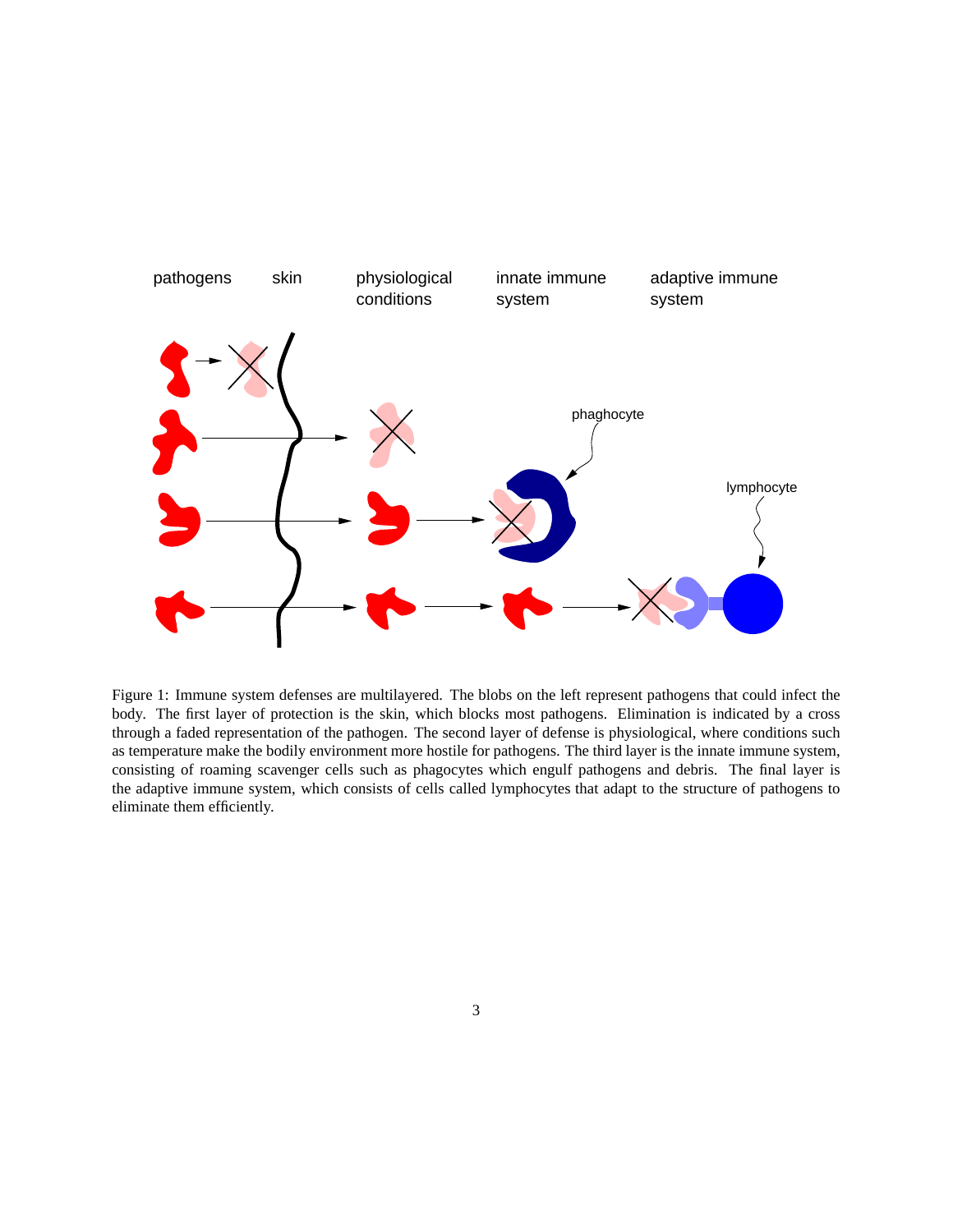Figure 1: Immune system defenses are multilayered. The blobs on the left represent pathogens that could infect the body. The first layer of protection is the skin, which blocks most pathogens. Elimination is indicated by a cross through a faded representation of the pathogen. The second layer of defense is physiological, where conditions such as temperature make the bodily environment more hostile for pathogens. The third layer is the innate immune system, consisting of roaming scavenger cells such as phagocytes which engulf pathogens and debris. The final layer is the adaptive immune system, which consists of cells called lymphocytes that adapt to the structure of pathogens to eliminate them efficiently.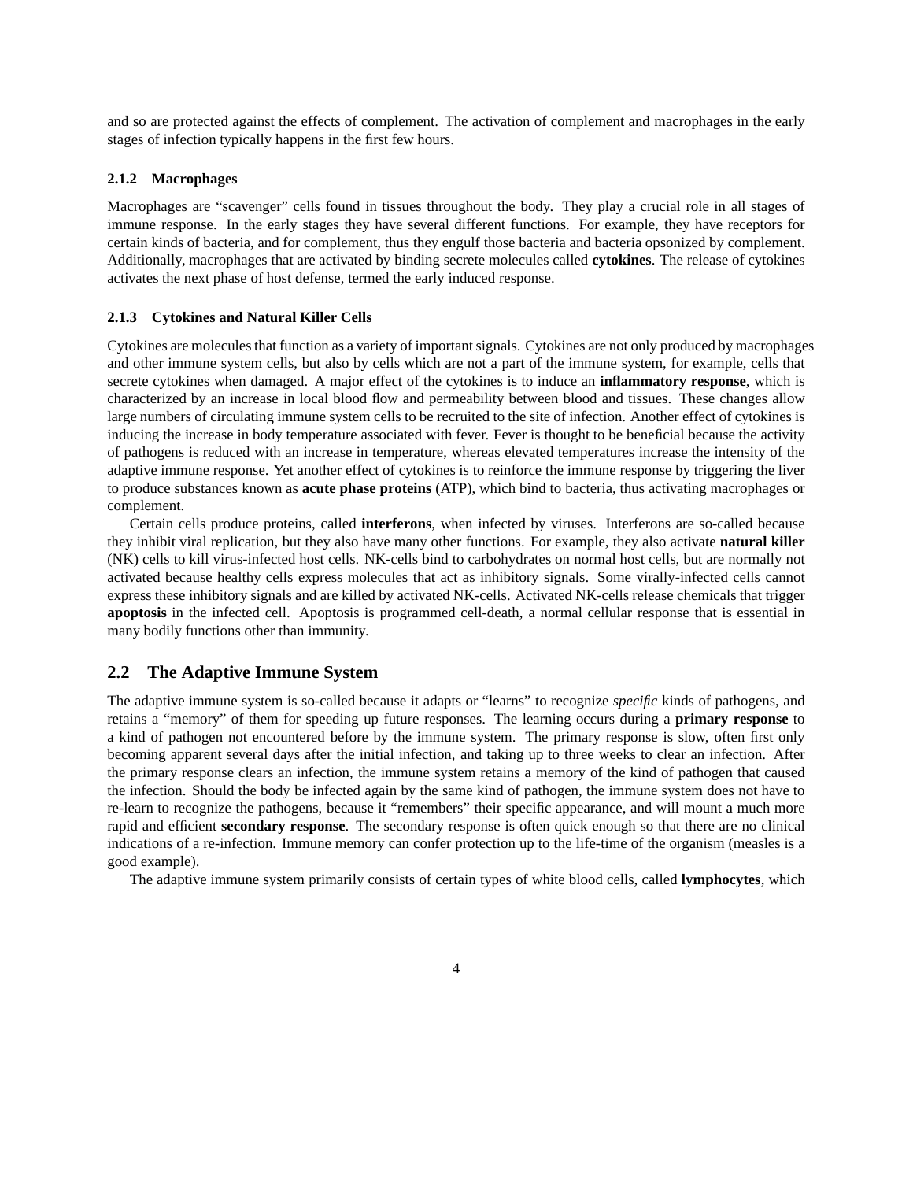and so are protected against the effects of complement. The activation of complement and macrophages in the early stages of infection typically happens in the first few hours.

#### 2.1.2 Macrophages

Macrophages are "scavenger" cells found in tissues throughout the body. They play a crucial role in all stages of immune response. In the early stages they have several different functions. For example, they have receptors for certain kinds of bacteria, and for complement, thus they engulf those bacteria and bacteria opsonized by complement. Additionally, macrophages that are activated by binding secrete molecules called **cytokines**. The release of cytokines activates the next phase of host defense, termed the early induced response.

#### 2.1.3 Cytokines and Natural Killer Cells

Cytokines are molecules that function as a variety of important signals. Cytokines are not only produced by macrophages and other immune system cells, but also by cells which are not a part of the immune system, for example, cells that secrete cytokines when damaged. A major effect of the cytokines is to induce an **inflammatory response**, which is characterized by an increase in local blood flow and permeability between blood and tissues. These changes allow large numbers of circulating immune system cells to be recruited to the site of infection. Another effect of cytokines is inducing the increase in body temperature associated with fever. Fever is thought to be beneficial because the activity of pathogens is reduced with an increase in temperature, whereas elevated temperatures increase the intensity of the adaptive immune response. Yet another effect of cytokines is to reinforce the immune response by triggering the liver to produce substances known as **acute phase proteins** (ATP), which bind to bacteria, thus activating macrophages or complement.

Certain cells produce proteins, called **interferons**, when infected by viruses. Interferons are so-called because they inhibit viral replication, but they also have many other functions. For example, they also activate **natural killer** (NK) cells to kill virus-infected host cells. NK-cells bind to carbohydrates on normal host cells, but are normally not activated because healthy cells express molecules that act as inhibitory signals. Some virally-infected cells cannot express these inhibitory signals and are killed by activated NK-cells. Activated NK-cells release chemicals that trigger **apoptosis** in the infected cell. Apoptosis is programmed cell-death, a normal cellular response that is essential in many bodily functions other than immunity.

### 2.2 The Adaptive Immune System

The adaptive immune system is so-called because it adapts or "learns" to recognize *specific* kinds of pathogens, and retains a "memory" of them for speeding up future responses. The learning occurs during a **primary response** to a kind of pathogen not encountered before by the immune system. The primary response is slow, often first only becoming apparent several days after the initial infection, and taking up to three weeks to clear an infection. After the primary response clears an infection, the immune system retains a memory of the kind of pathogen that caused the infection. Should the body be infected again by the same kind of pathogen, the immune system does not have to re-learn to recognize the pathogens, because it "remembers" their specific appearance, and will mount a much more rapid and efficient **secondary response**. The secondary response is often quick enough so that there are no clinical indications of a re-infection. Immune memory can confer protection up to the life-time of the organism (measles is a good example).

The adaptive immune system primarily consists of certain types of white blood cells, called **lymphocytes**, which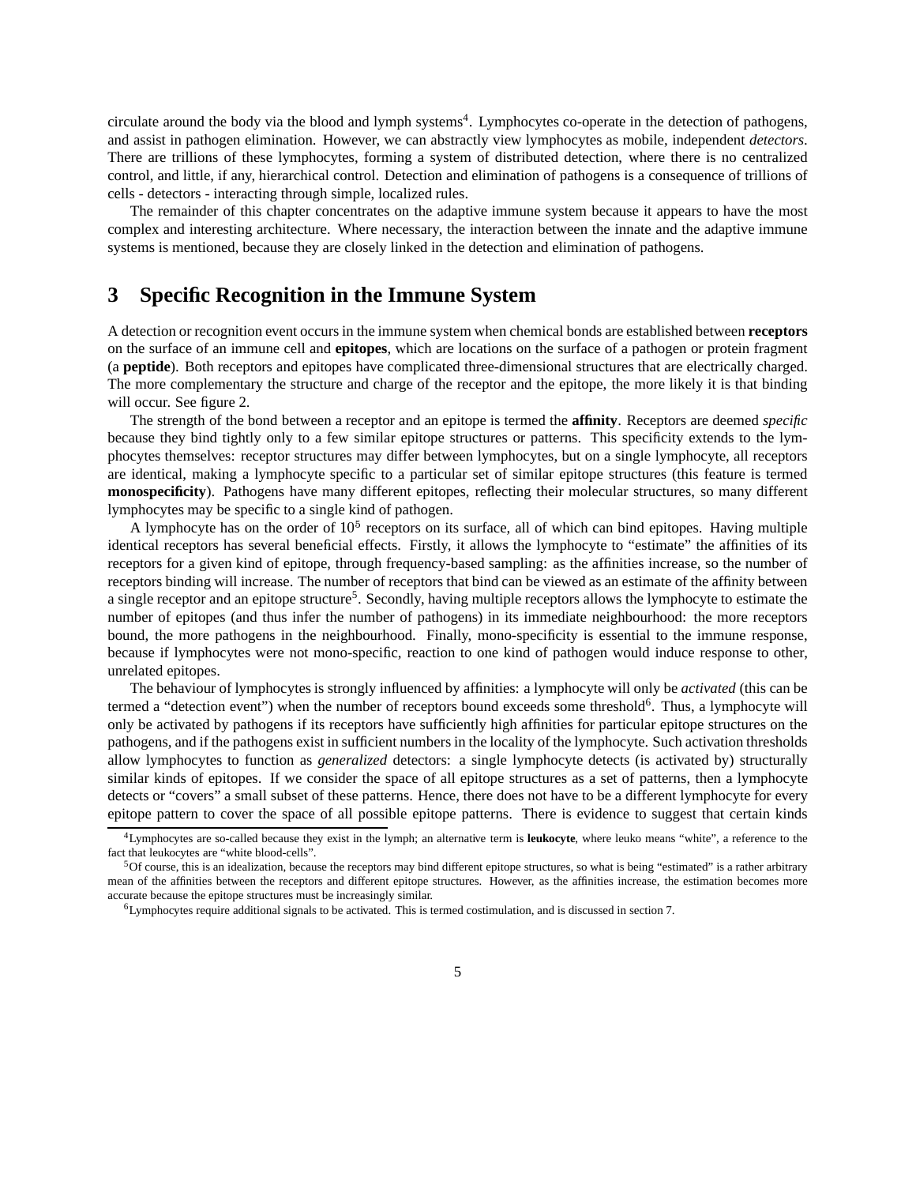circulate around the body via the blood and lymph systems[4]. Lymphocytes co-operate in the detection of pathogens, and assist in pathogen elimination. However, we can abstractly view lymphocytes as mobile, independent *detectors*. There are trillions of these lymphocytes, forming a system of distributed detection, where there is no centralized control, and little, if any, hierarchical control. Detection and elimination of pathogens is a consequence of trillions of cells - detectors - interacting through simple, localized rules.

The remainder of this chapter concentrates on the adaptive immune system because it appears to have the most complex and interesting architecture. Where necessary, the interaction between the innate and the adaptive immune systems is mentioned, because they are closely linked in the detection and elimination of pathogens.

## 3 Specific Recognition in the Immune System

A detection or recognition event occurs in the immune system when chemical bonds are established between **receptors** on the surface of an immune cell and **epitopes**, which are locations on the surface of a pathogen or protein fragment (a **peptide**). Both receptors and epitopes have complicated three-dimensional structures that are electrically charged. The more complementary the structure and charge of the receptor and the epitope, the more likely it is that binding will occur. See figure 2.

The strength of the bond between a receptor and an epitope is termed the **affinity**. Receptors are deemed *specific* because they bind tightly only to a few similar epitope structures or patterns. This specificity extends to the lymphocytes themselves: receptor structures may differ between lymphocytes, but on a single lymphocyte, all receptors are identical, making a lymphocyte specific to a particular set of similar epitope structures (this feature is termed **monospecificity**). Pathogens have many different epitopes, reflecting their molecular structures, so many different lymphocytes may be specific to a single kind of pathogen.

A lymphocyte has on the order of $10^5$ receptors on its surface, all of which can bind epitopes. Having multiple identical receptors has several beneficial effects. Firstly, it allows the lymphocyte to "estimate" the affinities of its receptors for a given kind of epitope, through frequency-based sampling: as the affinities increase, so the number of receptors binding will increase. The number of receptors that bind can be viewed as an estimate of the affinity between a single receptor and an epitope structure[5]. Secondly, having multiple receptors allows the lymphocyte to estimate the number of epitopes (and thus infer the number of pathogens) in its immediate neighbourhood: the more receptors bound, the more pathogens in the neighbourhood. Finally, mono-specificity is essential to the immune response, because if lymphocytes were not mono-specific, reaction to one kind of pathogen would induce response to other, unrelated epitopes.

The behaviour of lymphocytes is strongly influenced by affinities: a lymphocyte will only be *activated* (this can be termed a "detection event") when the number of receptors bound exceeds some threshold[6]. Thus, a lymphocyte will only be activated by pathogens if its receptors have sufficiently high affinities for particular epitope structures on the pathogens, and if the pathogens exist in sufficient numbers in the locality of the lymphocyte. Such activation thresholds allow lymphocytes to function as *generalized* detectors: a single lymphocyte detects (is activated by) structurally similar kinds of epitopes. If we consider the space of all epitope structures as a set of patterns, then a lymphocyte detects or "covers" a small subset of these patterns. Hence, there does not have to be a different lymphocyte for every epitope pattern to cover the space of all possible epitope patterns. There is evidence to suggest that certain kinds

[4] Lymphocytes are so-called because they exist in the lymph; an alternative term is **leukocyte**, where leuko means "white", a reference to the fact that leukocytes are "white blood-cells".

[5] Of course, this is an idealization, because the receptors may bind different epitope structures, so what is being "estimated" is a rather arbitrary mean of the affinities between the receptors and different epitope structures. However, as the affinities increase, the estimation becomes more accurate because the epitope structures must be increasingly similar.

[6] Lymphocytes require additional signals to be activated. This is termed costimulation, and is discussed in section 7.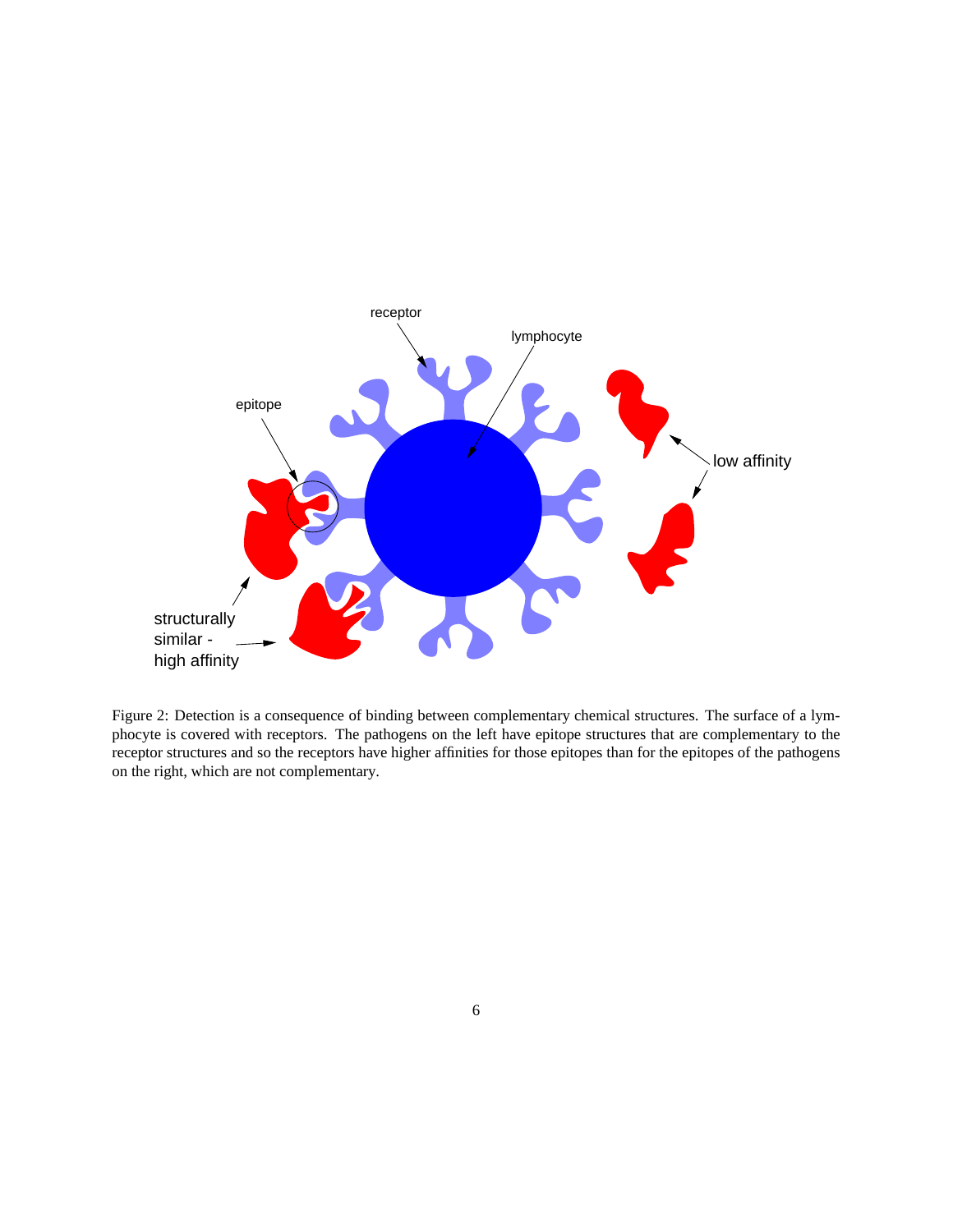Figure 2: Detection is a consequence of binding between complementary chemical structures. The surface of a lymphocyte is covered with receptors. The pathogens on the left have epitope structures that are complementary to the receptor structures and so the receptors have higher affinities for those epitopes than for the epitopes of the pathogens on the right, which are not complementary.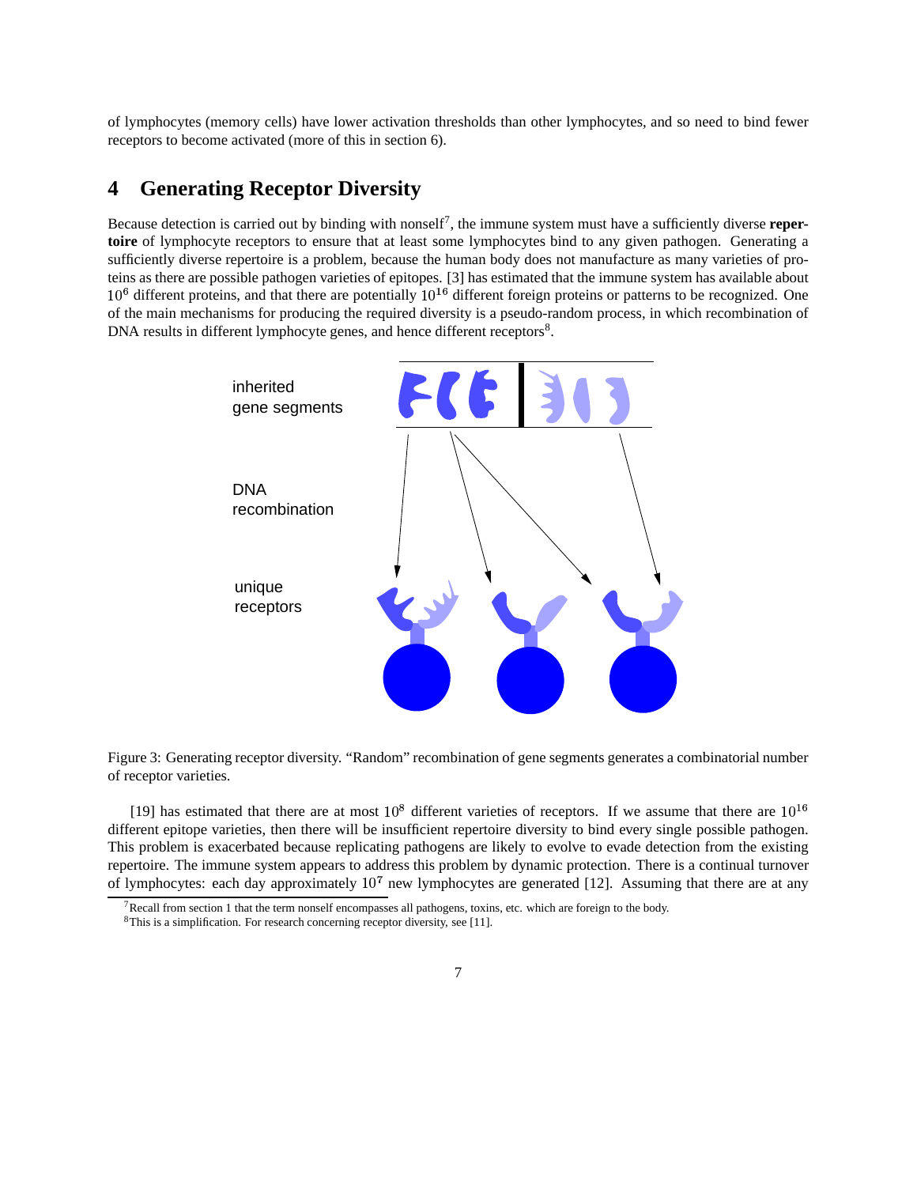of lymphocytes (memory cells) have lower activation thresholds than other lymphocytes, and so need to bind fewer receptors to become activated (more of this in section 6).

## 4 Generating Receptor Diversity

Because detection is carried out by binding with nonself[7], the immune system must have a sufficiently diverse **repertoire** of lymphocyte receptors to ensure that at least some lymphocytes bind to any given pathogen. Generating a sufficiently diverse repertoire is a problem, because the human body does not manufacture as many varieties of proteins as there are possible pathogen varieties of epitopes. [3] has estimated that the immune system has available about $10^6$ different proteins, and that there are potentially $10^{16}$ different foreign proteins or patterns to be recognized. One of the main mechanisms for producing the required diversity is a pseudo-random process, in which recombination of DNA results in different lymphocyte genes, and hence different receptors[8].

inherited gene segments

DNA recombination

unique receptors

Figure 3: Generating receptor diversity. "Random" recombination of gene segments generates a combinatorial number of receptor varieties.

[19] has estimated that there are at most $10^8$ different varieties of receptors. If we assume that there are $10^{16}$ different epitope varieties, then there will be insufficient repertoire diversity to bind every single possible pathogen. This problem is exacerbated because replicating pathogens are likely to evolve to evade detection from the existing repertoire. The immune system appears to address this problem by dynamic protection. There is a continual turnover of lymphocytes: each day approximately $10^7$ new lymphocytes are generated [12]. Assuming that there are at any

[7] Recall from section 1 that the term nonself encompasses all pathogens, toxins, etc. which are foreign to the body.

[8] This is a simplification. For research concerning receptor diversity, see [11].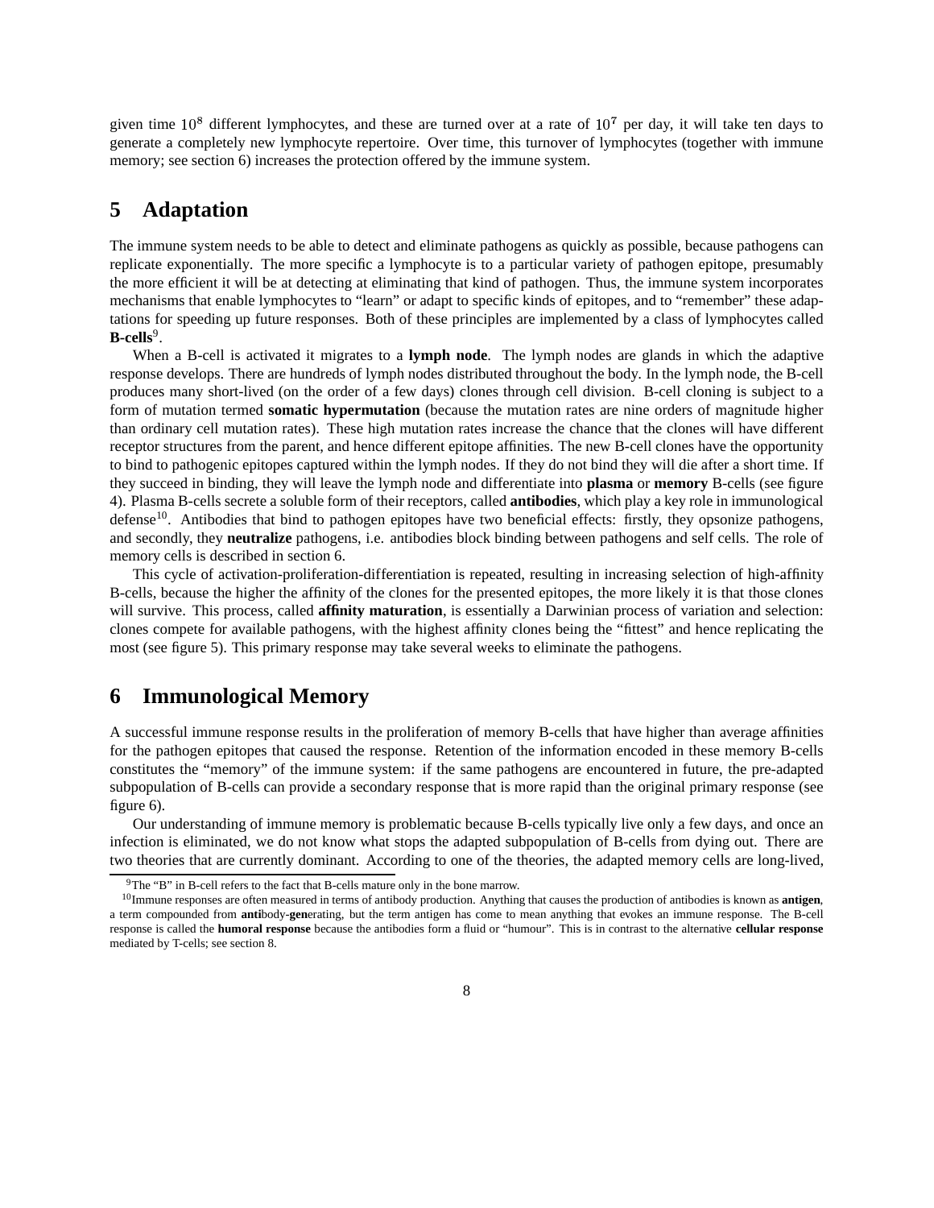given time $10^8$ different lymphocytes, and these are turned over at a rate of $10^7$ per day, it will take ten days to generate a completely new lymphocyte repertoire. Over time, this turnover of lymphocytes (together with immune memory; see section 6) increases the protection offered by the immune system.

## 5 Adaptation

The immune system needs to be able to detect and eliminate pathogens as quickly as possible, because pathogens can replicate exponentially. The more specific a lymphocyte is to a particular variety of pathogen epitope, presumably the more efficient it will be at detecting at eliminating that kind of pathogen. Thus, the immune system incorporates mechanisms that enable lymphocytes to "learn" or adapt to specific kinds of epitopes, and to "remember" these adaptations for speeding up future responses. Both of these principles are implemented by a class of lymphocytes called **B-cells**[9].

When a B-cell is activated it migrates to a **lymph node**. The lymph nodes are glands in which the adaptive response develops. There are hundreds of lymph nodes distributed throughout the body. In the lymph node, the B-cell produces many short-lived (on the order of a few days) clones through cell division. B-cell cloning is subject to a form of mutation termed **somatic hypermutation** (because the mutation rates are nine orders of magnitude higher than ordinary cell mutation rates). These high mutation rates increase the chance that the clones will have different receptor structures from the parent, and hence different epitope affinities. The new B-cell clones have the opportunity to bind to pathogenic epitopes captured within the lymph nodes. If they do not bind they will die after a short time. If they succeed in binding, they will leave the lymph node and differentiate into **plasma** or **memory** B-cells (see figure 4). Plasma B-cells secrete a soluble form of their receptors, called **antibodies**, which play a key role in immunological defense[10]. Antibodies that bind to pathogen epitopes have two beneficial effects: firstly, they opsonize pathogens, and secondly, they **neutralize** pathogens, i.e. antibodies block binding between pathogens and self cells. The role of memory cells is described in section 6.

This cycle of activation-proliferation-differentiation is repeated, resulting in increasing selection of high-affinity B-cells, because the higher the affinity of the clones for the presented epitopes, the more likely it is that those clones will survive. This process, called **affinity maturation**, is essentially a Darwinian process of variation and selection: clones compete for available pathogens, with the highest affinity clones being the "fittest" and hence replicating the most (see figure 5). This primary response may take several weeks to eliminate the pathogens.

## 6 Immunological Memory

A successful immune response results in the proliferation of memory B-cells that have higher than average affinities for the pathogen epitopes that caused the response. Retention of the information encoded in these memory B-cells constitutes the "memory" of the immune system: if the same pathogens are encountered in future, the pre-adapted subpopulation of B-cells can provide a secondary response that is more rapid than the original primary response (see figure 6).

Our understanding of immune memory is problematic because B-cells typically live only a few days, and once an infection is eliminated, we do not know what stops the adapted subpopulation of B-cells from dying out. There are two theories that are currently dominant. According to one of the theories, the adapted memory cells are long-lived,

[9] The "B" in B-cell refers to the fact that B-cells mature only in the bone marrow.

[10] Immune responses are often measured in terms of antibody production. Anything that causes the production of antibodies is known as **antigen**, a term compounded from **anti**body-**gen**erating, but the term antigen has come to mean anything that evokes an immune response. The B-cell response is called the **humoral response** because the antibodies form a fluid or "humour". This is in contrast to the alternative **cellular response** mediated by T-cells; see section 8.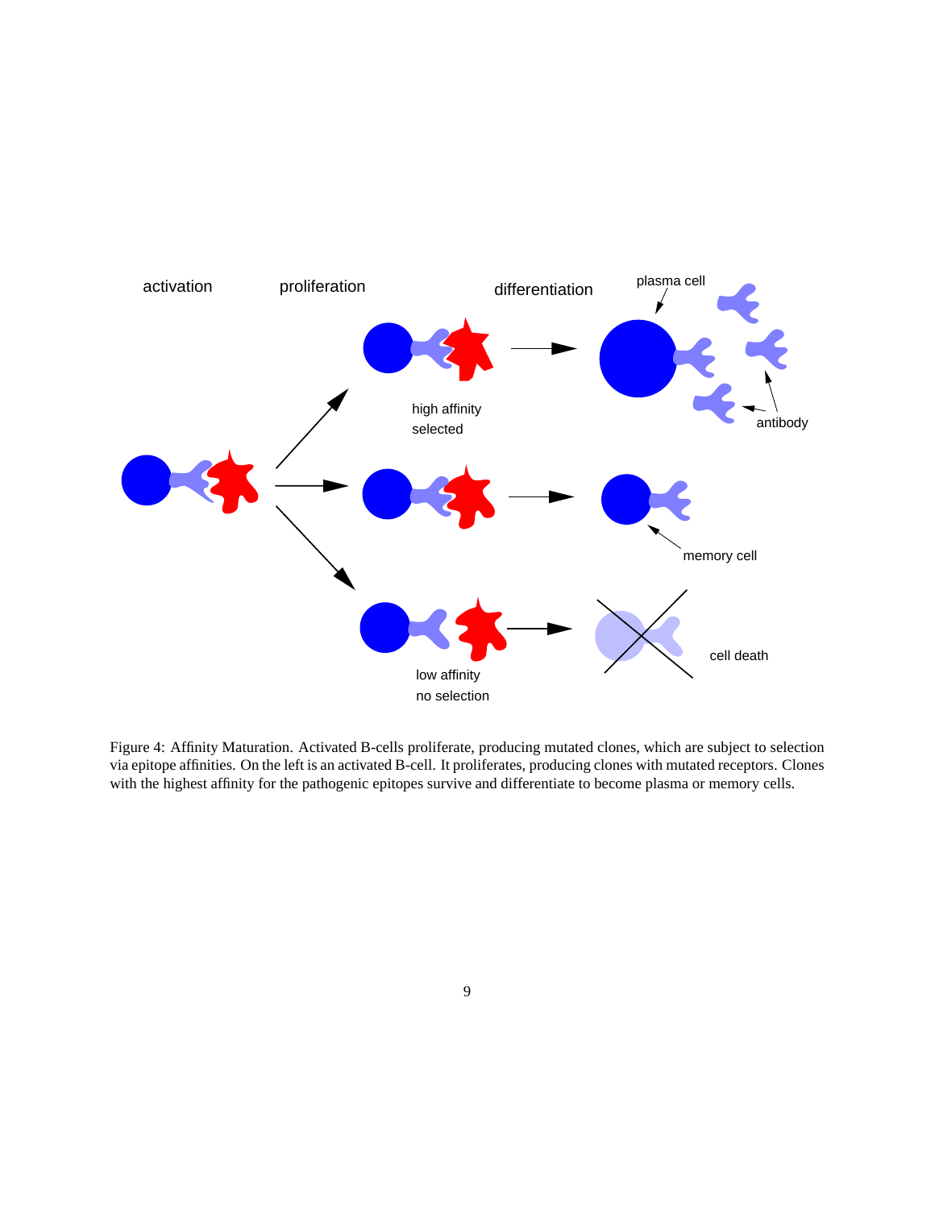Figure 4: Affinity Maturation. Activated B-cells proliferate, producing mutated clones, which are subject to selection via epitope affinities. On the left is an activated B-cell. It proliferates, producing clones with mutated receptors. Clones with the highest affinity for the pathogenic epitopes survive and differentiate to become plasma or memory cells.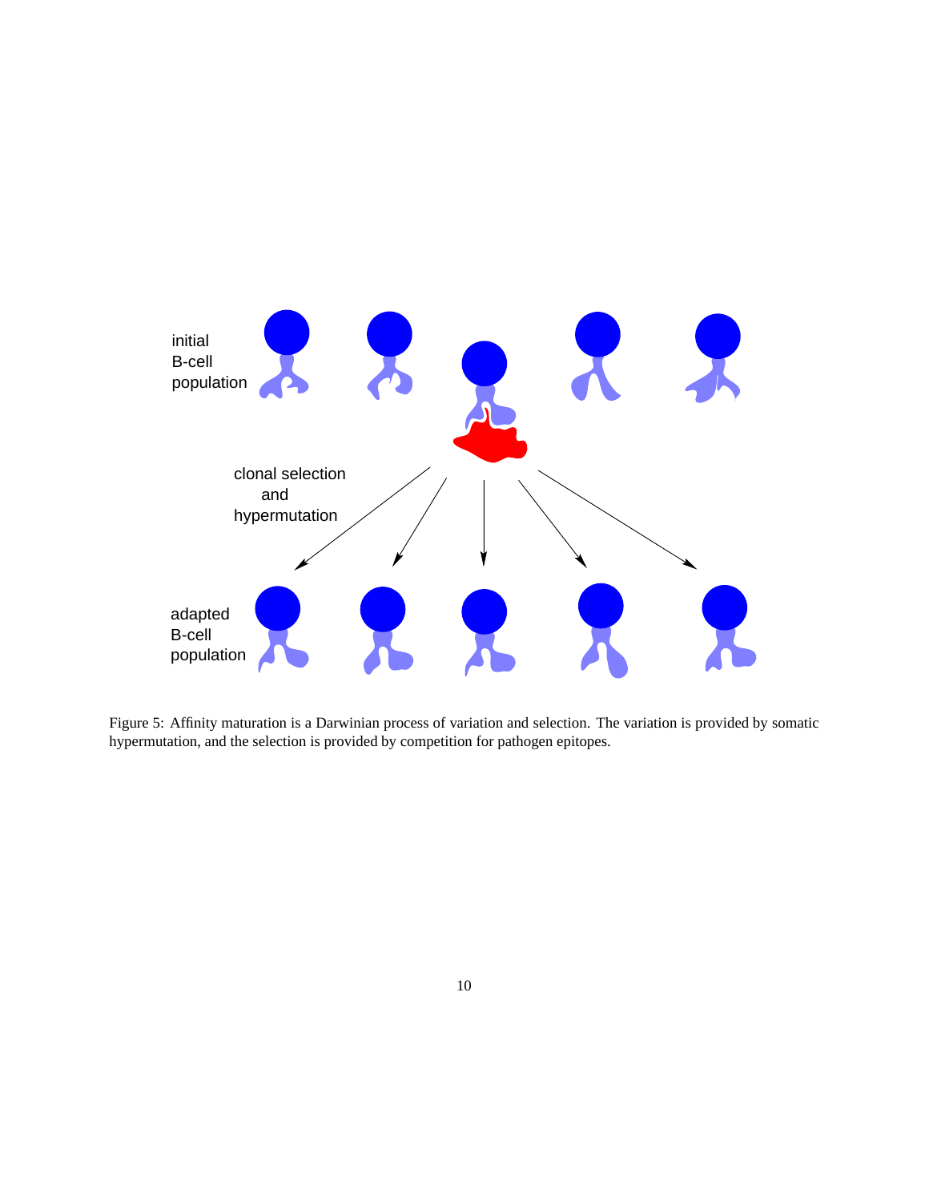Figure 5: Affinity maturation is a Darwinian process of variation and selection. The variation is provided by somatic hypermutation, and the selection is provided by competition for pathogen epitopes.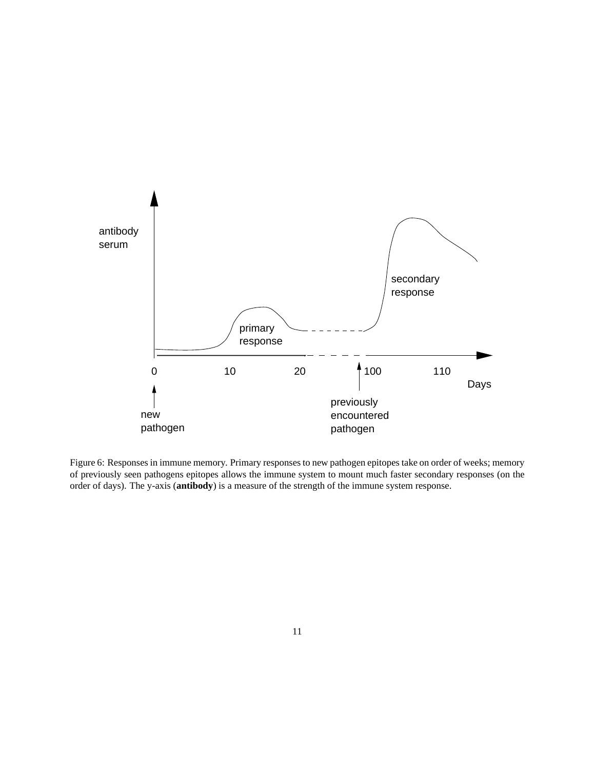Figure 6: Responses in immune memory. Primary responses to new pathogen epitopes take on order of weeks; memory of previously seen pathogens epitopes allows the immune system to mount much faster secondary responses (on the order of days). The y-axis (**antibody**) is a measure of the strength of the immune system response.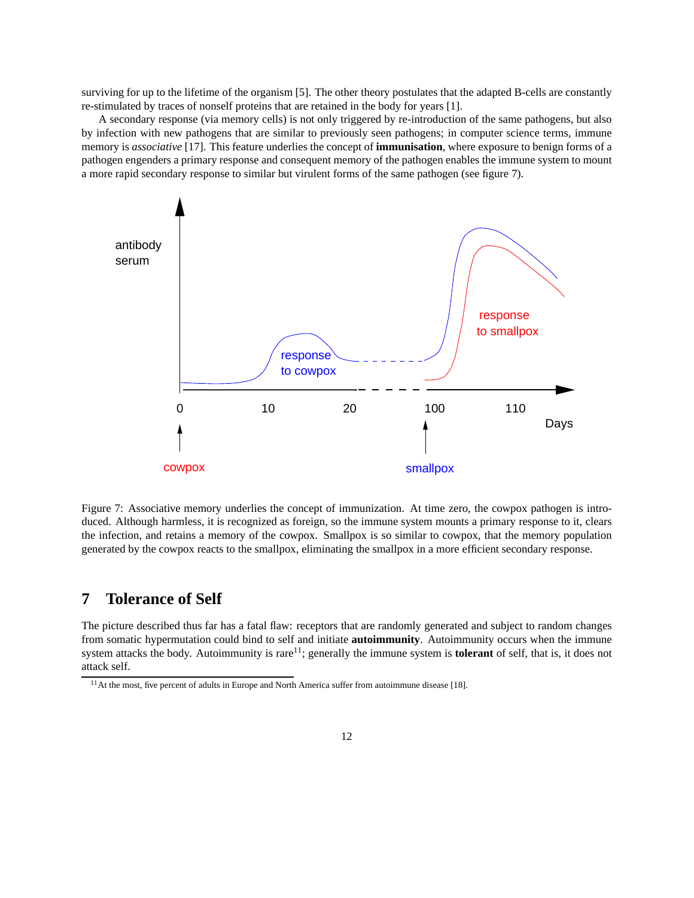surviving for up to the lifetime of the organism [5]. The other theory postulates that the adapted B-cells are constantly re-stimulated by traces of nonself proteins that are retained in the body for years [1].

A secondary response (via memory cells) is not only triggered by re-introduction of the same pathogens, but also by infection with new pathogens that are similar to previously seen pathogens; in computer science terms, immune memory is *associative* [17]. This feature underlies the concept of **immunisation**, where exposure to benign forms of a pathogen engenders a primary response and consequent memory of the pathogen enables the immune system to mount a more rapid secondary response to similar but virulent forms of the same pathogen (see figure 7).

Figure 7: Associative memory underlies the concept of immunization. At time zero, the cowpox pathogen is introduced. Although harmless, it is recognized as foreign, so the immune system mounts a primary response to it, clears the infection, and retains a memory of the cowpox. Smallpox is so similar to cowpox, that the memory population generated by the cowpox reacts to the smallpox, eliminating the smallpox in a more efficient secondary response.

## 7 Tolerance of Self

The picture described thus far has a fatal flaw: receptors that are randomly generated and subject to random changes from somatic hypermutation could bind to self and initiate **autoimmunity**. Autoimmunity occurs when the immune system attacks the body. Autoimmunity is rare[11]; generally the immune system is **tolerant** of self, that is, it does not attack self.

[11] At the most, five percent of adults in Europe and North America suffer from autoimmune disease [18].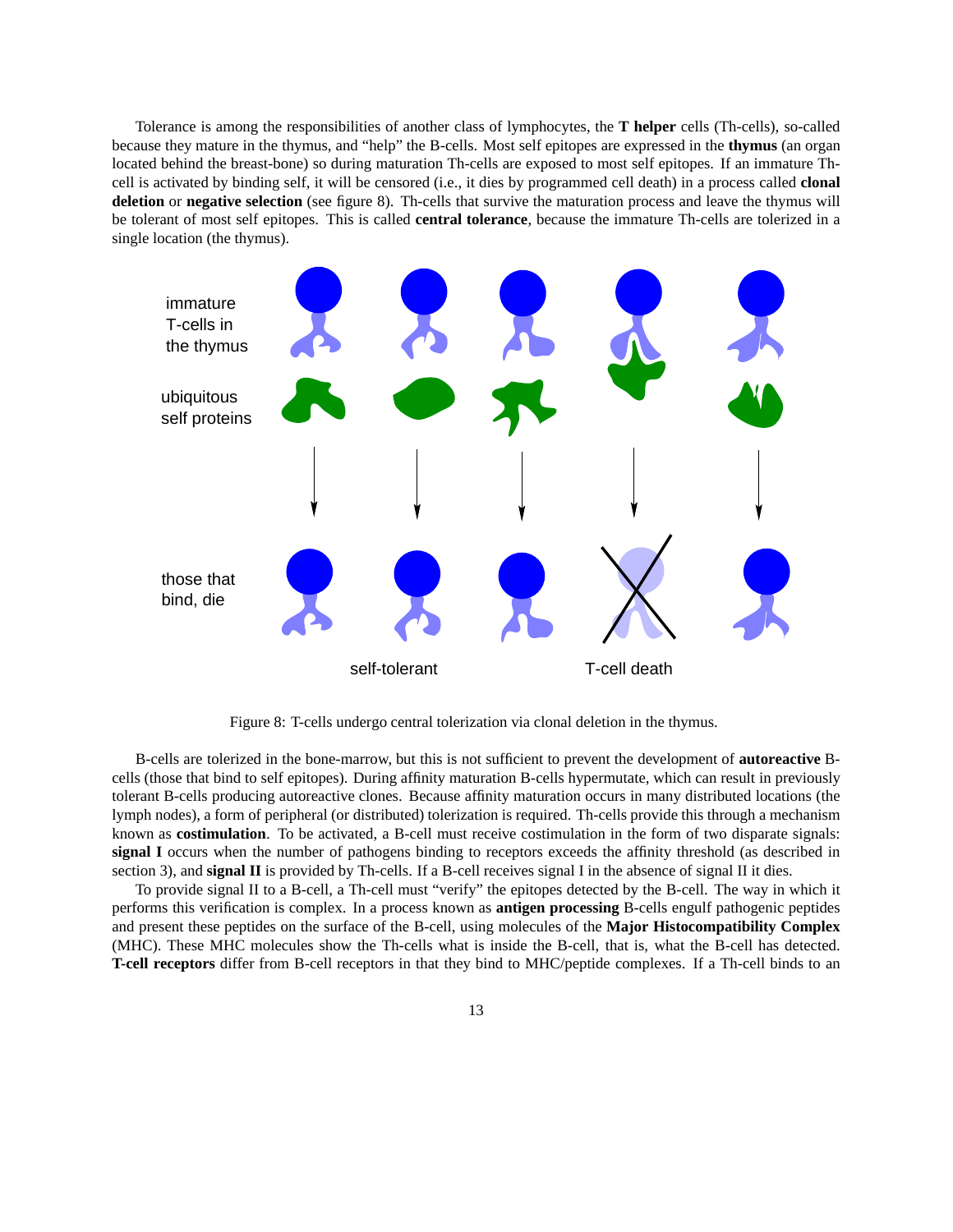Tolerance is among the responsibilities of another class of lymphocytes, the **T helper** cells (Th-cells), so-called because they mature in the thymus, and "help" the B-cells. Most self epitopes are expressed in the **thymus** (an organ located behind the breast-bone) so during maturation Th-cells are exposed to most self epitopes. If an immature Th-cell is activated by binding self, it will be censored (i.e., it dies by programmed cell death) in a process called **clonal deletion** or **negative selection** (see figure 8). Th-cells that survive the maturation process and leave the thymus will be tolerant of most self epitopes. This is called **central tolerance**, because the immature Th-cells are tolerized in a single location (the thymus).

immature T-cells in the thymus

ubiquitous self proteins

those that bind, die

self-tolerant

T-cell death

Figure 8: T-cells undergo central tolerization via clonal deletion in the thymus.

B-cells are tolerized in the bone-marrow, but this is not sufficient to prevent the development of **autoreactive** B-cells (those that bind to self epitopes). During affinity maturation B-cells hypermutate, which can result in previously tolerant B-cells producing autoreactive clones. Because affinity maturation occurs in many distributed locations (the lymph nodes), a form of peripheral (or distributed) tolerization is required. Th-cells provide this through a mechanism known as **costimulation**. To be activated, a B-cell must receive costimulation in the form of two disparate signals: **signal I** occurs when the number of pathogens binding to receptors exceeds the affinity threshold (as described in section 3), and **signal II** is provided by Th-cells. If a B-cell receives signal I in the absence of signal II it dies.

To provide signal II to a B-cell, a Th-cell must "verify" the epitopes detected by the B-cell. The way in which it performs this verification is complex. In a process known as **antigen processing** B-cells engulf pathogenic peptides and present these peptides on the surface of the B-cell, using molecules of the **Major Histocompatibility Complex** (MHC). These MHC molecules show the Th-cells what is inside the B-cell, that is, what the B-cell has detected. **T-cell receptors** differ from B-cell receptors in that they bind to MHC/peptide complexes. If a Th-cell binds to an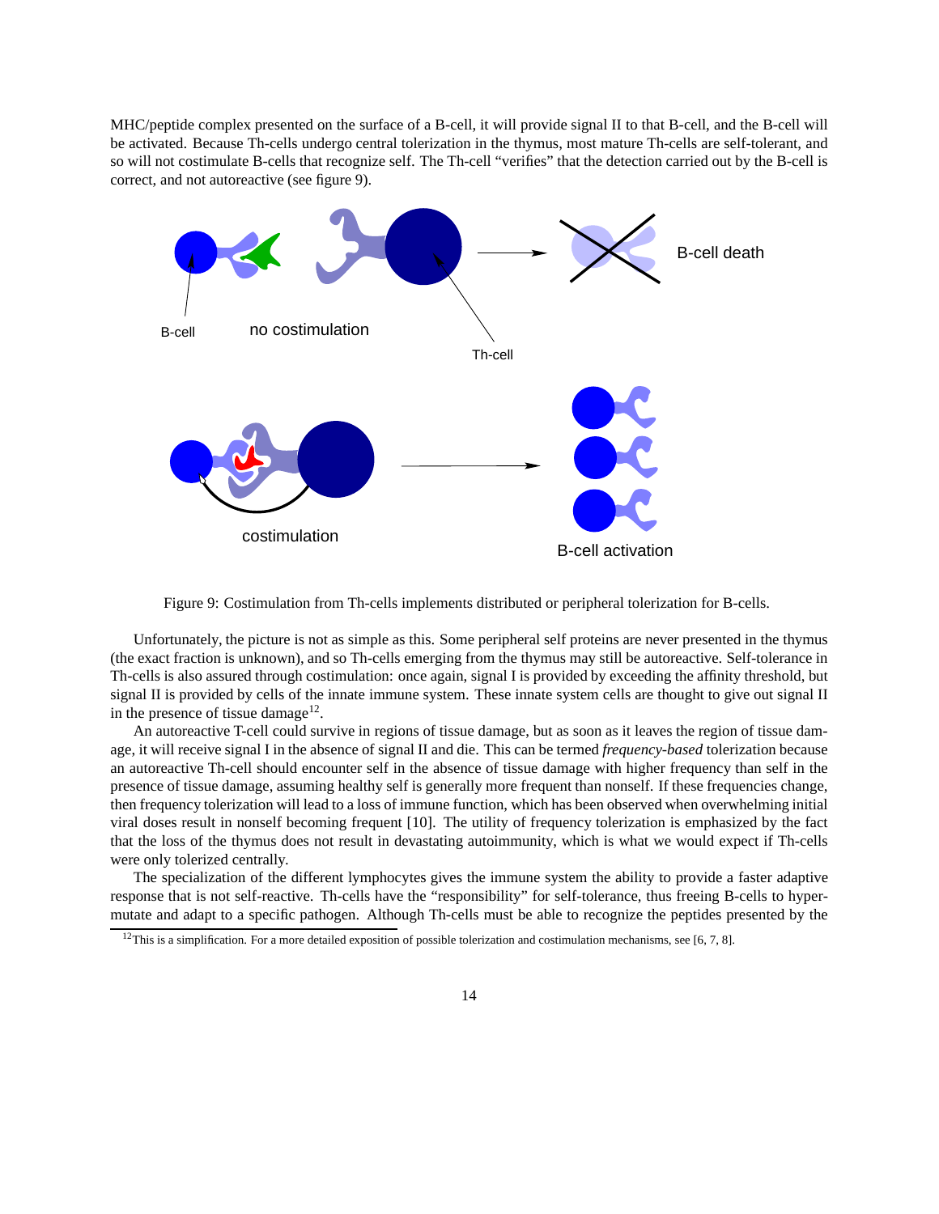MHC/peptide complex presented on the surface of a B-cell, it will provide signal II to that B-cell, and the B-cell will be activated. Because Th-cells undergo central tolerization in the thymus, most mature Th-cells are self-tolerant, and so will not costimulate B-cells that recognize self. The Th-cell "verifies" that the detection carried out by the B-cell is correct, and not autoreactive (see figure 9).

B-cell

no costimulation

Th-cell

B-cell death

costimulation

B-cell activation

Figure 9: Costimulation from Th-cells implements distributed or peripheral tolerization for B-cells.

Unfortunately, the picture is not as simple as this. Some peripheral self proteins are never presented in the thymus (the exact fraction is unknown), and so Th-cells emerging from the thymus may still be autoreactive. Self-tolerance in Th-cells is also assured through costimulation: once again, signal I is provided by exceeding the affinity threshold, but signal II is provided by cells of the innate immune system. These innate system cells are thought to give out signal II in the presence of tissue damage[12].

An autoreactive T-cell could survive in regions of tissue damage, but as soon as it leaves the region of tissue damage, it will receive signal I in the absence of signal II and die. This can be termed *frequency-based* tolerization because an autoreactive Th-cell should encounter self in the absence of tissue damage with higher frequency than self in the presence of tissue damage, assuming healthy self is generally more frequent than nonself. If these frequencies change, then frequency tolerization will lead to a loss of immune function, which has been observed when overwhelming initial viral doses result in nonself becoming frequent [10]. The utility of frequency tolerization is emphasized by the fact that the loss of the thymus does not result in devastating autoimmunity, which is what we would expect if Th-cells were only tolerized centrally.

The specialization of the different lymphocytes gives the immune system the ability to provide a faster adaptive response that is not self-reactive. Th-cells have the "responsibility" for self-tolerance, thus freeing B-cells to hypermutate and adapt to a specific pathogen. Although Th-cells must be able to recognize the peptides presented by the

[12] This is a simplification. For a more detailed exposition of possible tolerization and costimulation mechanisms, see [6, 7, 8].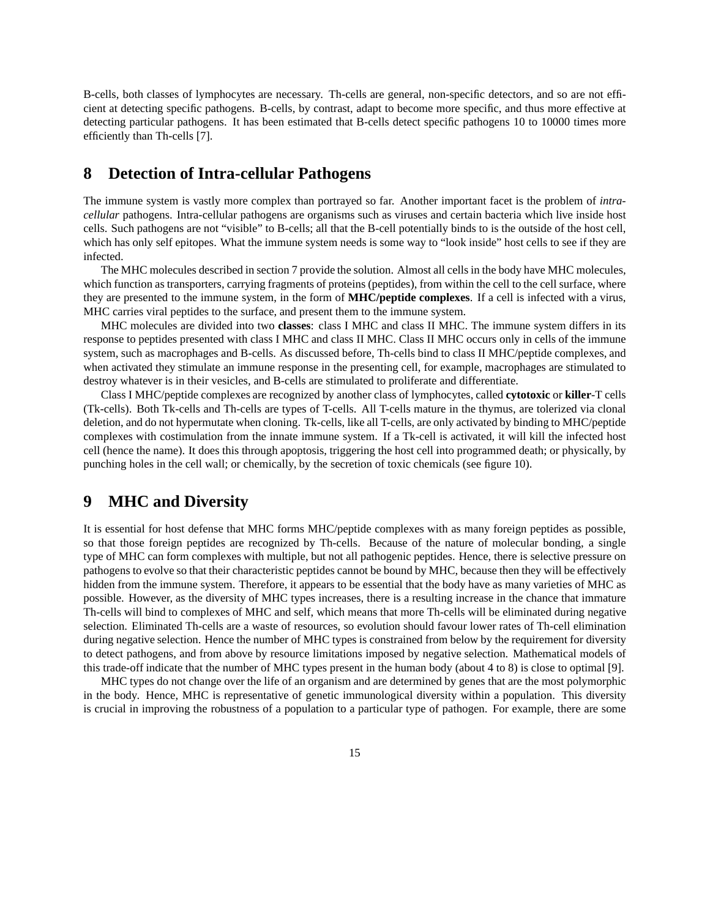B-cells, both classes of lymphocytes are necessary. Th-cells are general, non-specific detectors, and so are not efficient at detecting specific pathogens. B-cells, by contrast, adapt to become more specific, and thus more effective at detecting particular pathogens. It has been estimated that B-cells detect specific pathogens 10 to 10000 times more efficiently than Th-cells [7].

## 8 Detection of Intra-cellular Pathogens

The immune system is vastly more complex than portrayed so far. Another important facet is the problem of *intra-cellular* pathogens. Intra-cellular pathogens are organisms such as viruses and certain bacteria which live inside host cells. Such pathogens are not "visible" to B-cells; all that the B-cell potentially binds to is the outside of the host cell, which has only self epitopes. What the immune system needs is some way to "look inside" host cells to see if they are infected.

The MHC molecules described in section 7 provide the solution. Almost all cells in the body have MHC molecules, which function as transporters, carrying fragments of proteins (peptides), from within the cell to the cell surface, where they are presented to the immune system, in the form of **MHC/peptide complexes**. If a cell is infected with a virus, MHC carries viral peptides to the surface, and present them to the immune system.

MHC molecules are divided into two **classes**: class I MHC and class II MHC. The immune system differs in its response to peptides presented with class I MHC and class II MHC. Class II MHC occurs only in cells of the immune system, such as macrophages and B-cells. As discussed before, Th-cells bind to class II MHC/peptide complexes, and when activated they stimulate an immune response in the presenting cell, for example, macrophages are stimulated to destroy whatever is in their vesicles, and B-cells are stimulated to proliferate and differentiate.

Class I MHC/peptide complexes are recognized by another class of lymphocytes, called **cytotoxic** or **killer**-T cells (Tk-cells). Both Tk-cells and Th-cells are types of T-cells. All T-cells mature in the thymus, are tolerized via clonal deletion, and do not hypermutate when cloning. Tk-cells, like all T-cells, are only activated by binding to MHC/peptide complexes with costimulation from the innate immune system. If a Tk-cell is activated, it will kill the infected host cell (hence the name). It does this through apoptosis, triggering the host cell into programmed death; or physically, by punching holes in the cell wall; or chemically, by the secretion of toxic chemicals (see figure 10).

## 9 MHC and Diversity

It is essential for host defense that MHC forms MHC/peptide complexes with as many foreign peptides as possible, so that those foreign peptides are recognized by Th-cells. Because of the nature of molecular bonding, a single type of MHC can form complexes with multiple, but not all pathogenic peptides. Hence, there is selective pressure on pathogens to evolve so that their characteristic peptides cannot be bound by MHC, because then they will be effectively hidden from the immune system. Therefore, it appears to be essential that the body have as many varieties of MHC as possible. However, as the diversity of MHC types increases, there is a resulting increase in the chance that immature Th-cells will bind to complexes of MHC and self, which means that more Th-cells will be eliminated during negative selection. Eliminated Th-cells are a waste of resources, so evolution should favour lower rates of Th-cell elimination during negative selection. Hence the number of MHC types is constrained from below by the requirement for diversity to detect pathogens, and from above by resource limitations imposed by negative selection. Mathematical models of this trade-off indicate that the number of MHC types present in the human body (about 4 to 8) is close to optimal [9].

MHC types do not change over the life of an organism and are determined by genes that are the most polymorphic in the body. Hence, MHC is representative of genetic immunological diversity within a population. This diversity is crucial in improving the robustness of a population to a particular type of pathogen. For example, there are some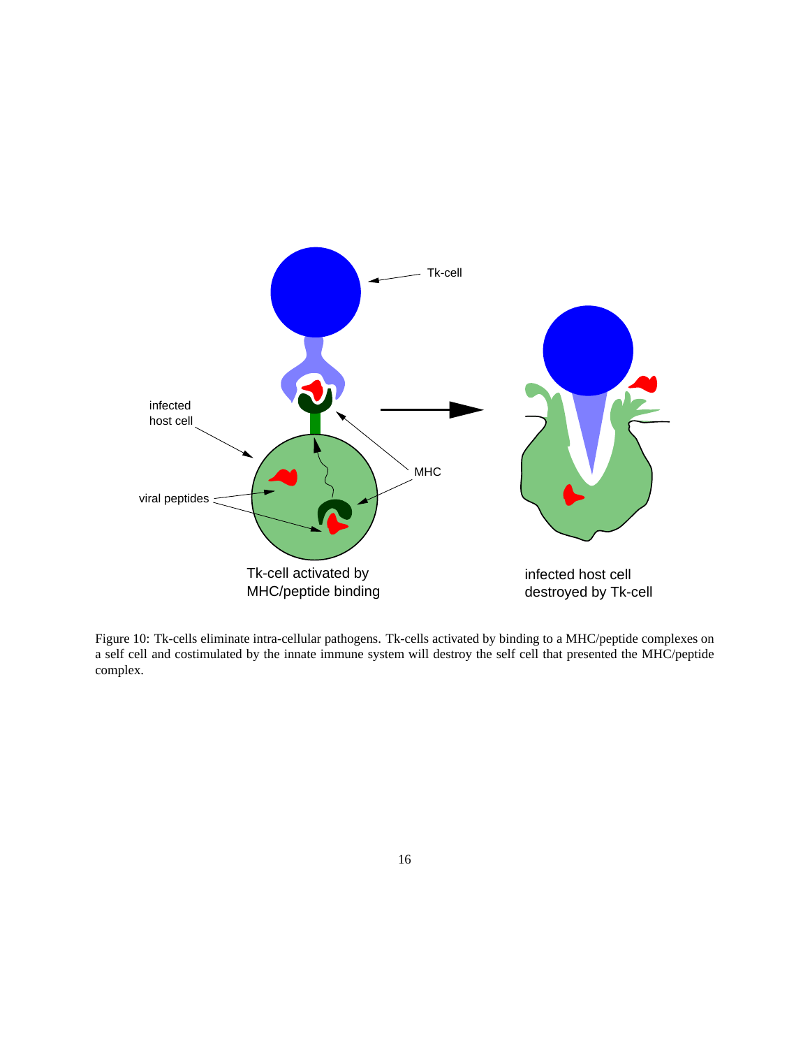Figure 10: Tk-cells eliminate intra-cellular pathogens. Tk-cells activated by binding to a MHC/peptide complexes on a self cell and costimulated by the innate immune system will destroy the self cell that presented the MHC/peptide complex.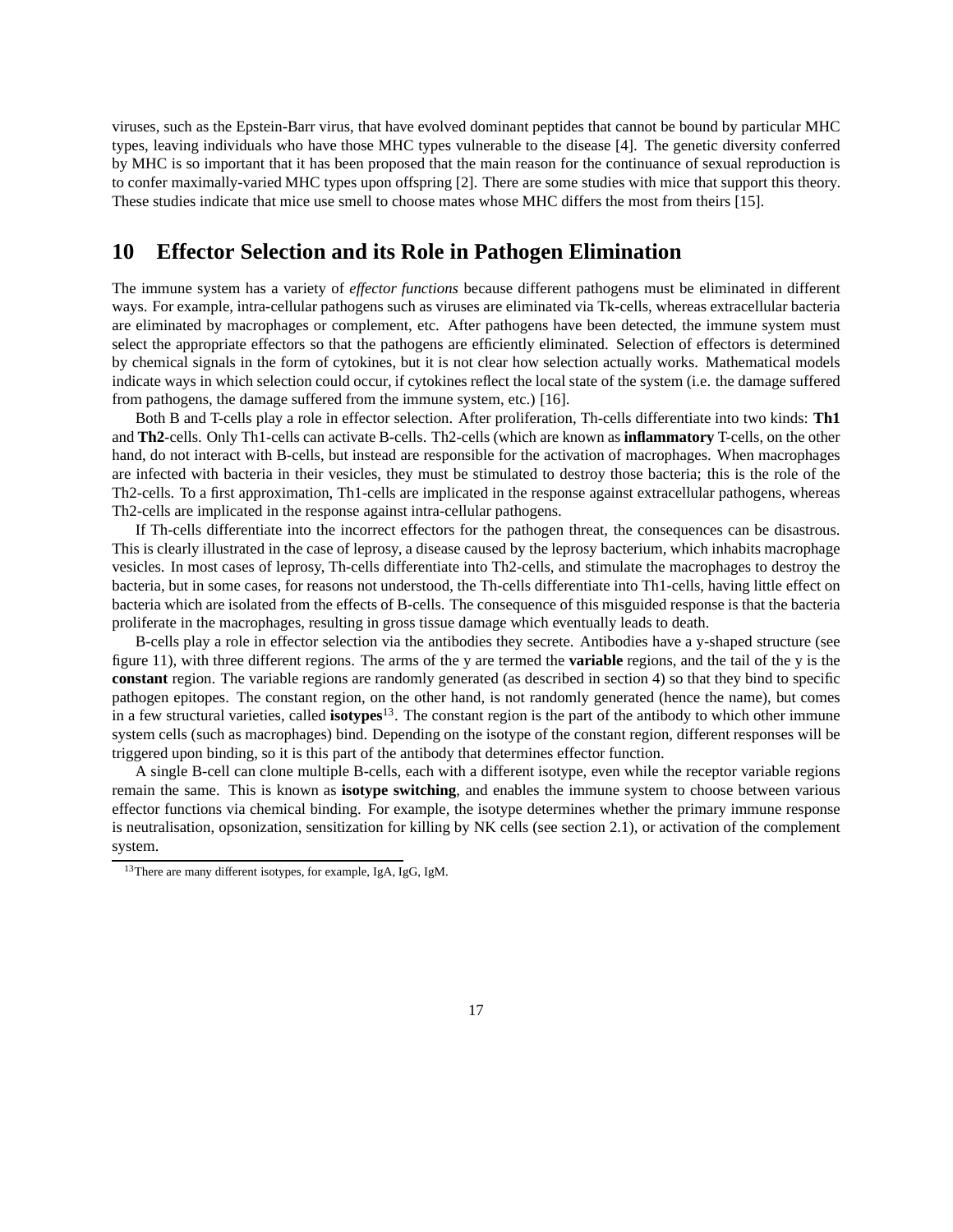viruses, such as the Epstein-Barr virus, that have evolved dominant peptides that cannot be bound by particular MHC types, leaving individuals who have those MHC types vulnerable to the disease [4]. The genetic diversity conferred by MHC is so important that it has been proposed that the main reason for the continuance of sexual reproduction is to confer maximally-varied MHC types upon offspring [2]. There are some studies with mice that support this theory. These studies indicate that mice use smell to choose mates whose MHC differs the most from theirs [15].

## 10 Effector Selection and its Role in Pathogen Elimination

The immune system has a variety of *effector functions* because different pathogens must be eliminated in different ways. For example, intra-cellular pathogens such as viruses are eliminated via Tk-cells, whereas extracellular bacteria are eliminated by macrophages or complement, etc. After pathogens have been detected, the immune system must select the appropriate effectors so that the pathogens are efficiently eliminated. Selection of effectors is determined by chemical signals in the form of cytokines, but it is not clear how selection actually works. Mathematical models indicate ways in which selection could occur, if cytokines reflect the local state of the system (i.e. the damage suffered from pathogens, the damage suffered from the immune system, etc.) [16].

Both B and T-cells play a role in effector selection. After proliferation, Th-cells differentiate into two kinds: **Th1** and **Th2**-cells. Only Th1-cells can activate B-cells. Th2-cells (which are known as **inflammatory** T-cells, on the other hand, do not interact with B-cells, but instead are responsible for the activation of macrophages. When macrophages are infected with bacteria in their vesicles, they must be stimulated to destroy those bacteria; this is the role of the Th2-cells. To a first approximation, Th1-cells are implicated in the response against extracellular pathogens, whereas Th2-cells are implicated in the response against intra-cellular pathogens.

If Th-cells differentiate into the incorrect effectors for the pathogen threat, the consequences can be disastrous. This is clearly illustrated in the case of leprosy, a disease caused by the leprosy bacterium, which inhabits macrophage vesicles. In most cases of leprosy, Th-cells differentiate into Th2-cells, and stimulate the macrophages to destroy the bacteria, but in some cases, for reasons not understood, the Th-cells differentiate into Th1-cells, having little effect on bacteria which are isolated from the effects of B-cells. The consequence of this misguided response is that the bacteria proliferate in the macrophages, resulting in gross tissue damage which eventually leads to death.

B-cells play a role in effector selection via the antibodies they secrete. Antibodies have a y-shaped structure (see figure 11), with three different regions. The arms of the y are termed the **variable** regions, and the tail of the y is the **constant** region. The variable regions are randomly generated (as described in section 4) so that they bind to specific pathogen epitopes. The constant region, on the other hand, is not randomly generated (hence the name), but comes in a few structural varieties, called **isotypes**[13]. The constant region is the part of the antibody to which other immune system cells (such as macrophages) bind. Depending on the isotype of the constant region, different responses will be triggered upon binding, so it is this part of the antibody that determines effector function.

A single B-cell can clone multiple B-cells, each with a different isotype, even while the receptor variable regions remain the same. This is known as **isotype switching**, and enables the immune system to choose between various effector functions via chemical binding. For example, the isotype determines whether the primary immune response is neutralisation, opsonization, sensitization for killing by NK cells (see section 2.1), or activation of the complement system.

[13] There are many different isotypes, for example, IgA, IgG, IgM.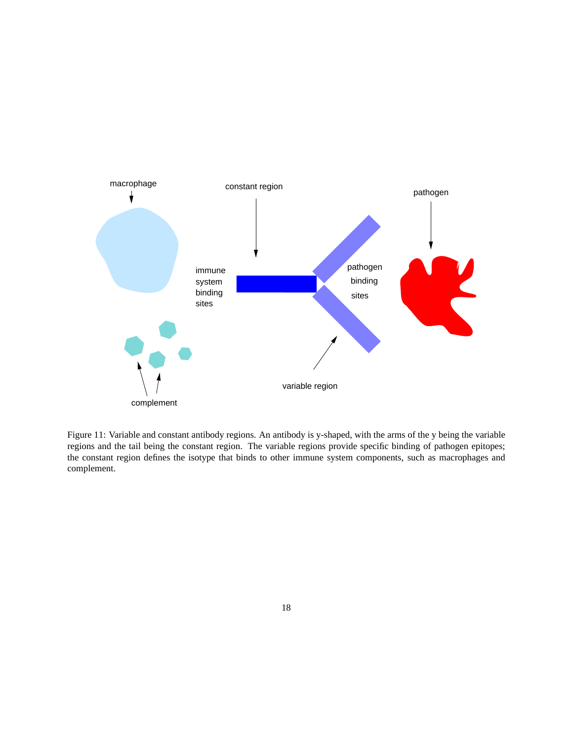Figure 11: Variable and constant antibody regions. An antibody is y-shaped, with the arms of the y being the variable regions and the tail being the constant region. The variable regions provide specific binding of pathogen epitopes; the constant region defines the isotype that binds to other immune system components, such as macrophages and complement.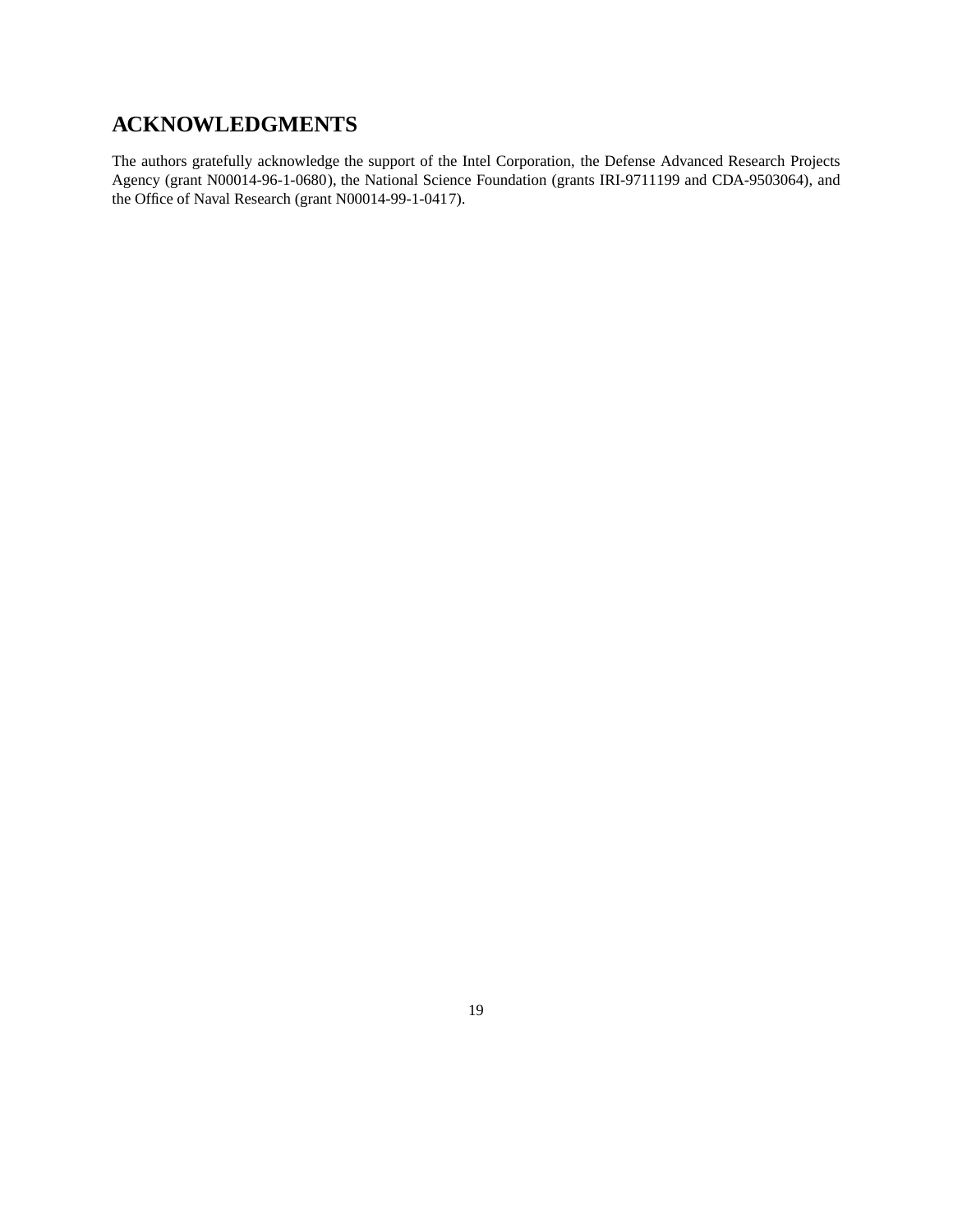## ACKNOWLEDGMENTS

The authors gratefully acknowledge the support of the Intel Corporation, the Defense Advanced Research Projects Agency (grant N00014-96-1-0680), the National Science Foundation (grants IRI-9711199 and CDA-9503064), and the Office of Naval Research (grant N00014-99-1-0417).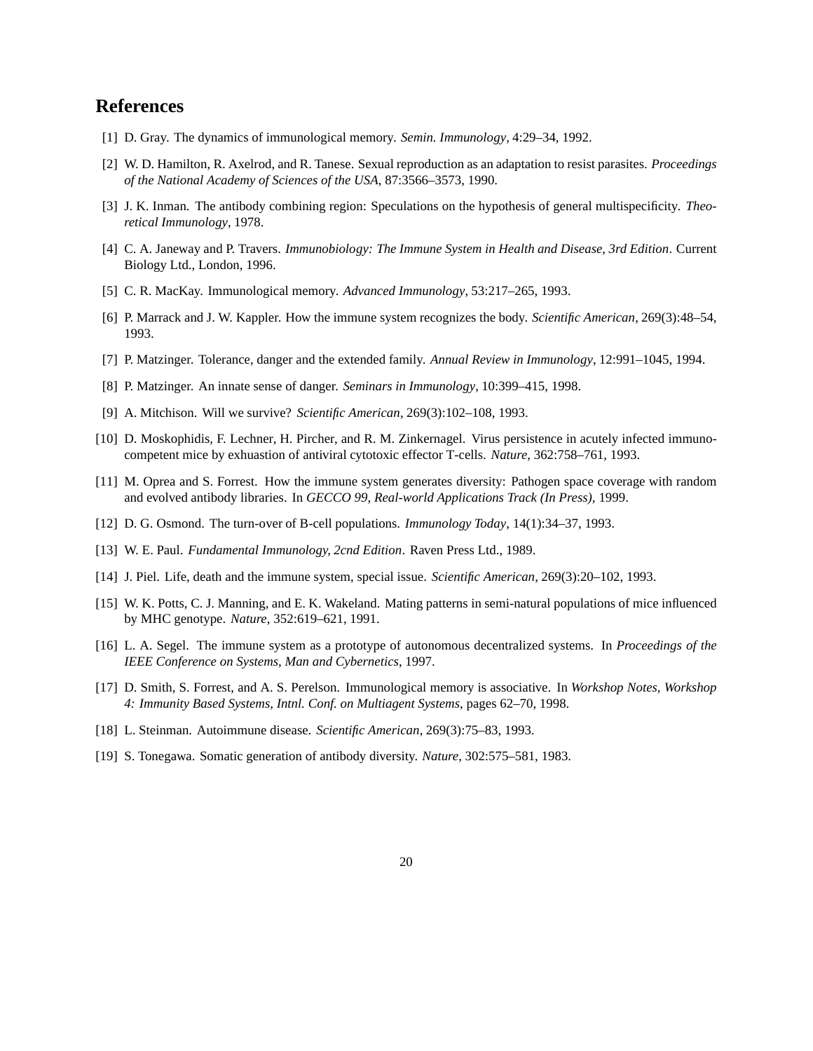# References

[1] D. Gray. The dynamics of immunological memory. *Semin. Immunology*, 4:29–34, 1992.

[2] W. D. Hamilton, R. Axelrod, and R. Tanese. Sexual reproduction as an adaptation to resist parasites. *Proceedings of the National Academy of Sciences of the USA*, 87:3566–3573, 1990.

[3] J. K. Inman. The antibody combining region: Speculations on the hypothesis of general multispecificity. *Theoretical Immunology*, 1978.

[4] C. A. Janeway and P. Travers. *Immunobiology: The Immune System in Health and Disease, 3rd Edition*. Current Biology Ltd., London, 1996.

[5] C. R. MacKay. Immunological memory. *Advanced Immunology*, 53:217–265, 1993.

[6] P. Marrack and J. W. Kappler. How the immune system recognizes the body. *Scientific American*, 269(3):48–54, 1993.

[7] P. Matzinger. Tolerance, danger and the extended family. *Annual Review in Immunology*, 12:991–1045, 1994.

[8] P. Matzinger. An innate sense of danger. *Seminars in Immunology*, 10:399–415, 1998.

[9] A. Mitchison. Will we survive? *Scientific American*, 269(3):102–108, 1993.

[10] D. Moskophidis, F. Lechner, H. Pircher, and R. M. Zinkernagel. Virus persistence in acutely infected immunocompetent mice by exhuastion of antiviral cytotoxic effector T-cells. *Nature*, 362:758–761, 1993.

[11] M. Oprea and S. Forrest. How the immune system generates diversity: Pathogen space coverage with random and evolved antibody libraries. In *GECCO 99, Real-world Applications Track (In Press)*, 1999.

[12] D. G. Osmond. The turn-over of B-cell populations. *Immunology Today*, 14(1):34–37, 1993.

[13] W. E. Paul. *Fundamental Immunology, 2cnd Edition*. Raven Press Ltd., 1989.

[14] J. Piel. Life, death and the immune system, special issue. *Scientific American*, 269(3):20–102, 1993.

[15] W. K. Potts, C. J. Manning, and E. K. Wakeland. Mating patterns in semi-natural populations of mice influenced by MHC genotype. *Nature*, 352:619–621, 1991.

[16] L. A. Segel. The immune system as a prototype of autonomous decentralized systems. In *Proceedings of the IEEE Conference on Systems, Man and Cybernetics*, 1997.

[17] D. Smith, S. Forrest, and A. S. Perelson. Immunological memory is associative. In *Workshop Notes, Workshop 4: Immunity Based Systems, Intnl. Conf. on Multiagent Systems*, pages 62–70, 1998.

[18] L. Steinman. Autoimmune disease. *Scientific American*, 269(3):75–83, 1993.

[19] S. Tonegawa. Somatic generation of antibody diversity. *Nature*, 302:575–581, 1983.